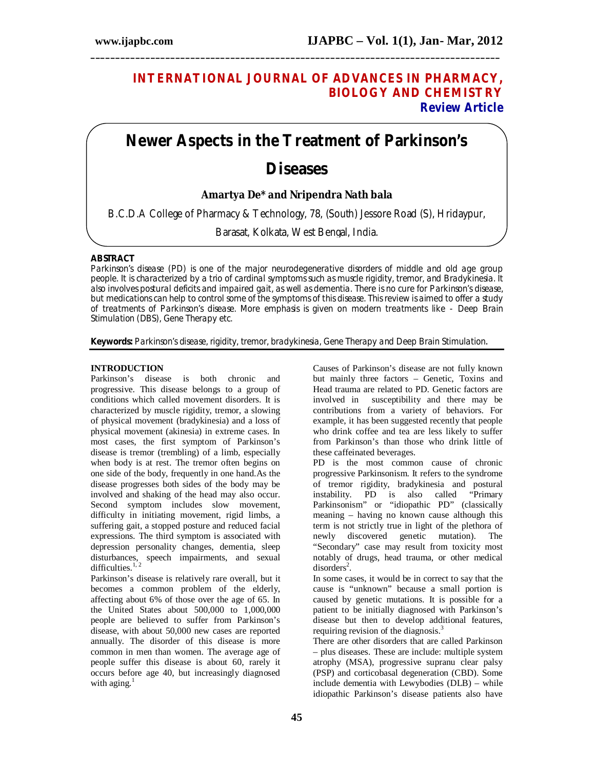# INTERNATIONAL JOURNAL OF ADVANCES IN PHARMACY, BIOLOGY AND CHEMISTRY

**Review Article**

# Newer Aspects in the Treatment of Parkinson's Diseases

**Amartya De\* and Nripendra Nath bala**

B.C.D.A College of Pharmacy & Technology, 78, (South) Jessore Road (S), Hridaypur, Barasat, Kolkata, West Bengal, India.

## ABSTRACT

*Parkinson's disease (PD) is one of the major neurodegenerative disorders of middle and old age group people. It is characterized by a trio of cardinal symptoms such as muscle rigidity, tremor, and Bradykinesia. It also involves postural deficits and impaired gait, as well as dementia. There is no cure for Parkinson's disease, but medications can help to control some of the symptoms of this disease. This review is aimed to offer a study of treatments of Parkinson's disease. More emphasis is given on modern treatments like - Deep Brain Stimulation (DBS), Gene Therapy etc.*

**Keywords:** *Parkinson's disease, rigidity, tremor, bradykinesia, Gene Therapy and Deep Brain Stimulation.*

## INTRODUCTION

Parkinson's disease is both chronic and progressive. This disease belongs to a group of conditions which called movement disorders. It is characterized by muscle rigidity, tremor, a slowing of physical movement (bradykinesia) and a loss of physical movement (akinesia) in extreme cases. In most cases, the first symptom of Parkinson's disease is tremor (trembling) of a limb, especially when body is at rest. The tremor often begins on one side of the body, frequently in one hand.As the disease progresses both sides of the body may be involved and shaking of the head may also occur. Second symptom includes slow movement, difficulty in initiating movement, rigid limbs, a suffering gait, a stopped posture and reduced facial expressions. The third symptom is associated with depression personality changes, dementia, sleep disturbances, speech impairments, and sexual difficulties.[1, 2]

Parkinson's disease is relatively rare overall, but it becomes a common problem of the elderly, affecting about 6% of those over the age of 65. In the United States about 500,000 to 1,000,000 people are believed to suffer from Parkinson's disease, with about 50,000 new cases are reported annually. The disorder of this disease is more common in men than women. The average age of people suffer this disease is about 60, rarely it occurs before age 40, but increasingly diagnosed with aging.[1]

Causes of Parkinson's disease are not fully known but mainly three factors – Genetic, Toxins and Head trauma are related to PD. Genetic factors are involved in susceptibility and there may be contributions from a variety of behaviors. For example, it has been suggested recently that people who drink coffee and tea are less likely to suffer from Parkinson's than those who drink little of these caffeinated beverages.

PD is the most common cause of chronic progressive Parkinsonism. It refers to the syndrome of tremor rigidity, bradykinesia and postural instability. PD is also called "Primary Parkinsonism" or "idiopathic PD" (classically meaning – having no known cause although this term is not strictly true in light of the plethora of newly discovered genetic mutation). The "Secondary" case may result from toxicity most notably of drugs, head trauma, or other medical disorders[2].

In some cases, it would be in correct to say that the cause is "unknown" because a small portion is caused by genetic mutations. It is possible for a patient to be initially diagnosed with Parkinson's disease but then to develop additional features, requiring revision of the diagnosis.[3]

There are other disorders that are called Parkinson – plus diseases. These are include: multiple system atrophy (MSA), progressive supranu clear palsy (PSP) and corticobasal degeneration (CBD). Some include dementia with Lewybodies (DLB) – while idiopathic Parkinson's disease patients also have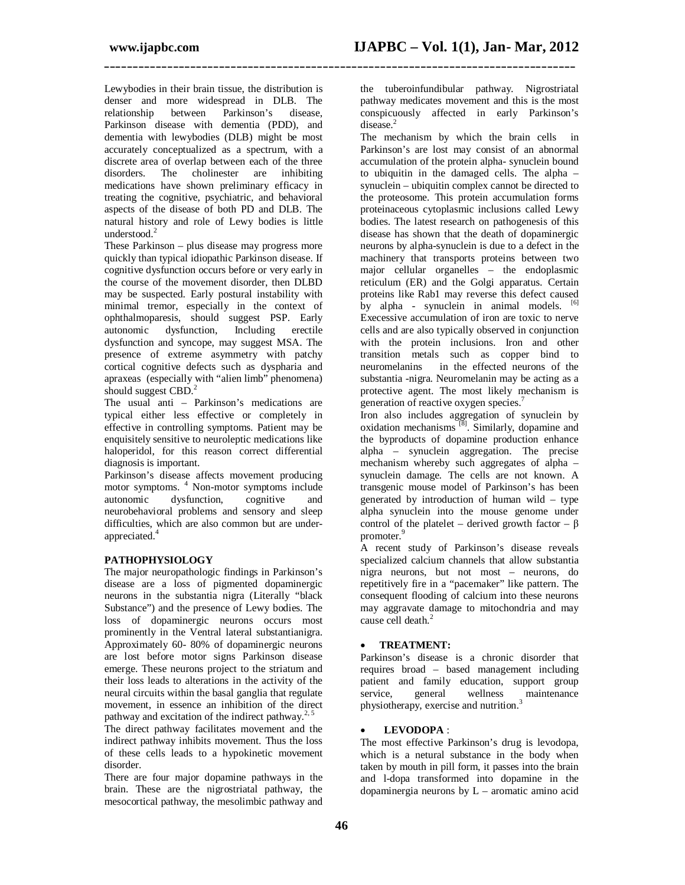Lewybodies in their brain tissue, the distribution is denser and more widespread in DLB. The relationship between Parkinson's disease, Parkinson disease with dementia (PDD), and dementia with lewybodies (DLB) might be most accurately conceptualized as a spectrum, with a discrete area of overlap between each of the three disorders. The cholinester are inhibiting medications have shown preliminary efficacy in treating the cognitive, psychiatric, and behavioral aspects of the disease of both PD and DLB. The natural history and role of Lewy bodies is little understood.[2]

These Parkinson – plus disease may progress more quickly than typical idiopathic Parkinson disease. If cognitive dysfunction occurs before or very early in the course of the movement disorder, then DLBD may be suspected. Early postural instability with minimal tremor, especially in the context of ophthalmoparesis, should suggest PSP. Early autonomic dysfunction, Including erectile dysfunction and syncope, may suggest MSA. The presence of extreme asymmetry with patchy cortical cognitive defects such as dyspharia and apraxeas (especially with "alien limb" phenomena) should suggest CBD.[2]

The usual anti – Parkinson's medications are typical either less effective or completely in effective in controlling symptoms. Patient may be enquisitely sensitive to neuroleptic medications like haloperidol, for this reason correct differential diagnosis is important.

Parkinson's disease affects movement producing motor symptoms. [4] Non-motor symptoms include autonomic dysfunction, cognitive and neurobehavioral problems and sensory and sleep difficulties, which are also common but are under-appreciated.[4]

## PATHOPHYSIOLOGY

The major neuropathologic findings in Parkinson's disease are a loss of pigmented dopaminergic neurons in the substantia nigra (Literally "black Substance") and the presence of Lewy bodies. The loss of dopaminergic neurons occurs most prominently in the Ventral lateral substantianigra. Approximately 60- 80% of dopaminergic neurons are lost before motor signs Parkinson disease emerge. These neurons project to the striatum and their loss leads to alterations in the activity of the neural circuits within the basal ganglia that regulate movement, in essence an inhibition of the direct pathway and excitation of the indirect pathway.[2, 5]

The direct pathway facilitates movement and the indirect pathway inhibits movement. Thus the loss of these cells leads to a hypokinetic movement disorder.

There are four major dopamine pathways in the brain. These are the nigrostriatal pathway, the mesocortical pathway, the mesolimbic pathway and the tuberoinfundibular pathway. Nigrostriatal pathway medicates movement and this is the most conspicuously affected in early Parkinson's disease.[2]

The mechanism by which the brain cells in Parkinson's are lost may consist of an abnormal accumulation of the protein alpha- synuclein bound to ubiquitin in the damaged cells. The alpha – synuclein – ubiquitin complex cannot be directed to the proteosome. This protein accumulation forms proteinaceous cytoplasmic inclusions called Lewy bodies. The latest research on pathogenesis of this disease has shown that the death of dopaminergic neurons by alpha-synuclein is due to a defect in the machinery that transports proteins between two major cellular organelles – the endoplasmic reticulum (ER) and the Golgi apparatus. Certain proteins like Rab1 may reverse this defect caused by alpha - synuclein in animal models. [6]

Execessive accumulation of iron are toxic to nerve cells and are also typically observed in conjunction with the protein inclusions. Iron and other transition metals such as copper bind to neuromelanins in the effected neurons of the substantia -nigra. Neuromelanin may be acting as a protective agent. The most likely mechanism is generation of reactive oxygen species.[7]

Iron also includes aggregation of synuclein by oxidation mechanisms [8]. Similarly, dopamine and the byproducts of dopamine production enhance alpha – synuclein aggregation. The precise mechanism whereby such aggregates of alpha – synuclein damage. The cells are not known. A transgenic mouse model of Parkinson's has been generated by introduction of human wild – type alpha synuclein into the mouse genome under control of the platelet – derived growth factor – β promoter.[9]

A recent study of Parkinson's disease reveals specialized calcium channels that allow substantia nigra neurons, but not most – neurons, do repetitively fire in a "pacemaker" like pattern. The consequent flooding of calcium into these neurons may aggravate damage to mitochondria and may cause cell death.[2]

- **TREATMENT:**

Parkinson's disease is a chronic disorder that requires broad – based management including patient and family education, support group service, general wellness maintenance physiotherapy, exercise and nutrition.[3]

- **LEVODOPA** :

The most effective Parkinson's drug is levodopa, which is a netural substance in the body when taken by mouth in pill form, it passes into the brain and l-dopa transformed into dopamine in the dopaminergia neurons by L – aromatic amino acid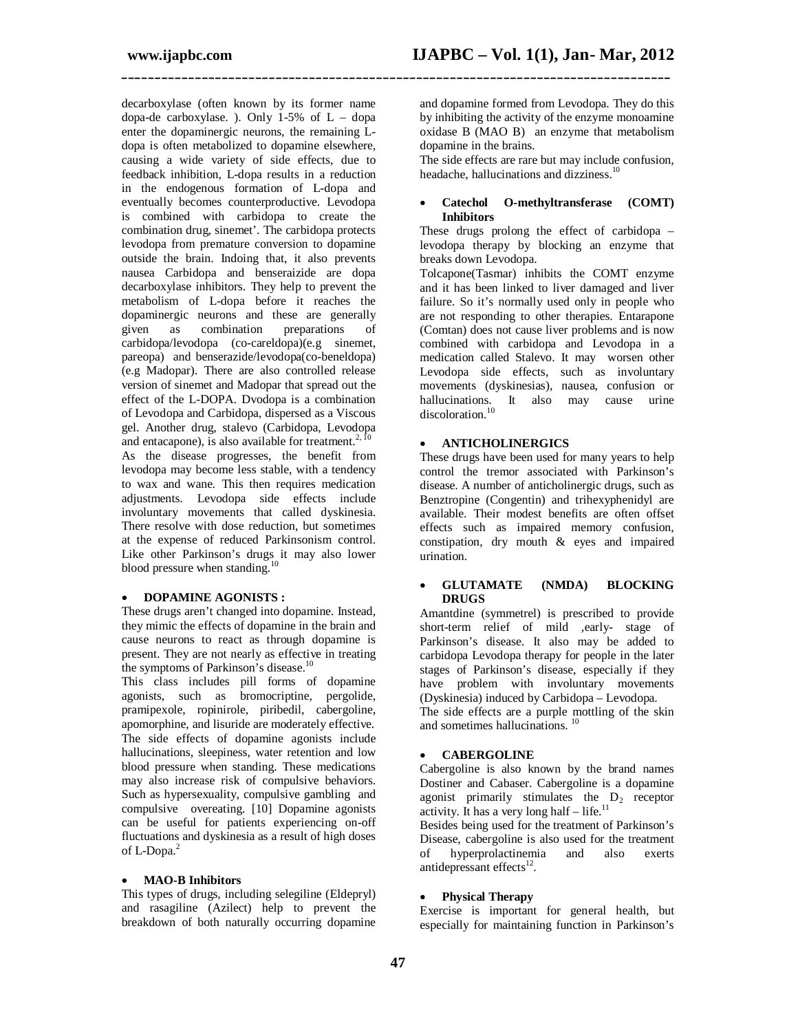decarboxylase (often known by its former name dopa-de carboxylase. ). Only 1-5% of L – dopa enter the dopaminergic neurons, the remaining L-dopa is often metabolized to dopamine elsewhere, causing a wide variety of side effects, due to feedback inhibition, L-dopa results in a reduction in the endogenous formation of L-dopa and eventually becomes counterproductive. Levodopa is combined with carbidopa to create the combination drug, sinemet'. The carbidopa protects levodopa from premature conversion to dopamine outside the brain. Indoing that, it also prevents nausea Carbidopa and benseraizide are dopa decarboxylase inhibitors. They help to prevent the metabolism of L-dopa before it reaches the dopaminergic neurons and these are generally given as combination preparations of carbidopa/levodopa (co-careldopa)(e.g sinemet, pareopa) and benserazide/levodopa(co-beneldopa) (e.g Madopar). There are also controlled release version of sinemet and Madopar that spread out the effect of the L-DOPA. Dvodopa is a combination of Levodopa and Carbidopa, dispersed as a Viscous gel. Another drug, stalevo (Carbidopa, Levodopa and entacapone), is also available for treatment.[2, 10]

As the disease progresses, the benefit from levodopa may become less stable, with a tendency to wax and wane. This then requires medication adjustments. Levodopa side effects include involuntary movements that called dyskinesia. There resolve with dose reduction, but sometimes at the expense of reduced Parkinsonism control. Like other Parkinson's drugs it may also lower blood pressure when standing.[10]

- **DOPAMINE AGONISTS :**

These drugs aren't changed into dopamine. Instead, they mimic the effects of dopamine in the brain and cause neurons to react as through dopamine is present. They are not nearly as effective in treating the symptoms of Parkinson's disease.[10]

This class includes pill forms of dopamine agonists, such as bromocriptine, pergolide, pramipexole, ropinirole, piribedil, cabergoline, apomorphine, and lisuride are moderately effective. The side effects of dopamine agonists include hallucinations, sleepiness, water retention and low blood pressure when standing. These medications may also increase risk of compulsive behaviors. Such as hypersexuality, compulsive gambling and compulsive overeating. [10] Dopamine agonists can be useful for patients experiencing on-off fluctuations and dyskinesia as a result of high doses of L-Dopa.[2]

- **MAO-B Inhibitors**

This types of drugs, including selegiline (Eldepryl) and rasagiline (Azilect) help to prevent the breakdown of both naturally occurring dopamine and dopamine formed from Levodopa. They do this by inhibiting the activity of the enzyme monoamine oxidase B (MAO B) an enzyme that metabolism dopamine in the brains.

The side effects are rare but may include confusion, headache, hallucinations and dizziness.[10]

- **Catechol O-methyltransferase (COMT) Inhibitors**

These drugs prolong the effect of carbidopa – levodopa therapy by blocking an enzyme that breaks down Levodopa.

Tolcapone(Tasmar) inhibits the COMT enzyme and it has been linked to liver damaged and liver failure. So it's normally used only in people who are not responding to other therapies. Entarapone (Comtan) does not cause liver problems and is now combined with carbidopa and Levodopa in a medication called Stalevo. It may worsen other Levodopa side effects, such as involuntary movements (dyskinesias), nausea, confusion or hallucinations. It also may cause urine discoloration.[10]

- **ANTICHOLINERGICS**

These drugs have been used for many years to help control the tremor associated with Parkinson's disease. A number of anticholinergic drugs, such as Benztropine (Congentin) and trihexyphenidyl are available. Their modest benefits are often offset effects such as impaired memory confusion, constipation, dry mouth & eyes and impaired urination.

- **GLUTAMATE (NMDA) BLOCKING DRUGS**

Amantdine (symmetrel) is prescribed to provide short-term relief of mild ,early- stage of Parkinson's disease. It also may be added to carbidopa Levodopa therapy for people in the later stages of Parkinson's disease, especially if they have problem with involuntary movements (Dyskinesia) induced by Carbidopa – Levodopa.

The side effects are a purple mottling of the skin and sometimes hallucinations. [10]

- **CABERGOLINE**

Cabergoline is also known by the brand names Dostiner and Cabaser. Cabergoline is a dopamine agonist primarily stimulates the $D_2$ receptor activity. It has a very long half – life.[11]

Besides being used for the treatment of Parkinson's Disease, cabergoline is also used for the treatment of hyperprolactinemia and also exerts antidepressant effects[12].

- **Physical Therapy**

Exercise is important for general health, but especially for maintaining function in Parkinson's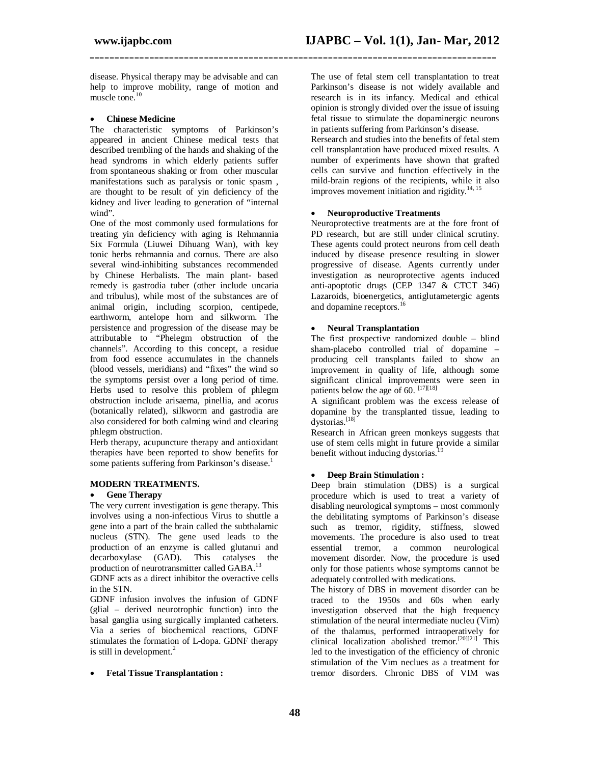disease. Physical therapy may be advisable and can help to improve mobility, range of motion and muscle tone.[10]

- **Chinese Medicine**

The characteristic symptoms of Parkinson's appeared in ancient Chinese medical tests that described trembling of the hands and shaking of the head syndroms in which elderly patients suffer from spontaneous shaking or from other muscular manifestations such as paralysis or tonic spasm , are thought to be result of yin deficiency of the kidney and liver leading to generation of "internal wind".

One of the most commonly used formulations for treating yin deficiency with aging is Rehmannia Six Formula (Liuwei Dihuang Wan), with key tonic herbs rehmannia and cornus. There are also several wind-inhibiting substances recommended by Chinese Herbalists. The main plant- based remedy is gastrodia tuber (other include uncaria and tribulus), while most of the substances are of animal origin, including scorpion, centipede, earthworm, antelope horn and silkworm. The persistence and progression of the disease may be attributable to "Phelegm obstruction of the channels". According to this concept, a residue from food essence accumulates in the channels (blood vessels, meridians) and "fixes" the wind so the symptoms persist over a long period of time. Herbs used to resolve this problem of phlegm obstruction include arisaema, pinellia, and acorus (botanically related), silkworm and gastrodia are also considered for both calming wind and clearing phlegm obstruction.

Herb therapy, acupuncture therapy and antioxidant therapies have been reported to show benefits for some patients suffering from Parkinson's disease.[1]

## MODERN TREATMENTS.

- **Gene Therapy**

The very current investigation is gene therapy. This involves using a non-infectious Virus to shuttle a gene into a part of the brain called the subthalamic nucleus (STN). The gene used leads to the production of an enzyme is called glutanui and decarboxylase (GAD). This catalyses the production of neurotransmitter called GABA.[13]

GDNF acts as a direct inhibitor the overactive cells in the STN.

GDNF infusion involves the infusion of GDNF (glial – derived neurotrophic function) into the basal ganglia using surgically implanted catheters. Via a series of biochemical reactions, GDNF stimulates the formation of L-dopa. GDNF therapy is still in development.[2]

- **Fetal Tissue Transplantation :**

The use of fetal stem cell transplantation to treat Parkinson's disease is not widely available and research is in its infancy. Medical and ethical opinion is strongly divided over the issue of issuing fetal tissue to stimulate the dopaminergic neurons in patients suffering from Parkinson's disease.

Rersearch and studies into the benefits of fetal stem cell transplantation have produced mixed results. A number of experiments have shown that grafted cells can survive and function effectively in the mild-brain regions of the recipients, while it also improves movement initiation and rigidity.[14, 15]

- **Neuroproductive Treatments**

Neuroprotective treatments are at the fore front of PD research, but are still under clinical scrutiny. These agents could protect neurons from cell death induced by disease presence resulting in slower progressive of disease. Agents currently under investigation as neuroprotective agents induced anti-apoptotic drugs (CEP 1347 & CTCT 346) Lazaroids, bioenergetics, antiglutametergic agents and dopamine receptors.[16]

- **Neural Transplantation**

The first prospective randomized double – blind sham-placebo controlled trial of dopamine – producing cell transplants failed to show an improvement in quality of life, although some significant clinical improvements were seen in patients below the age of 60. [17][18]

A significant problem was the excess release of dopamine by the transplanted tissue, leading to dystorias.[18]

Research in African green monkeys suggests that use of stem cells might in future provide a similar benefit without inducing dystorias.[19]

- **Deep Brain Stimulation :**

Deep brain stimulation (DBS) is a surgical procedure which is used to treat a variety of disabling neurological symptoms – most commonly the debilitating symptoms of Parkinson's disease such as tremor, rigidity, stiffness, slowed movements. The procedure is also used to treat essential tremor, a common neurological movement disorder. Now, the procedure is used only for those patients whose symptoms cannot be adequately controlled with medications.

The history of DBS in movement disorder can be traced to the 1950s and 60s when early investigation observed that the high frequency stimulation of the neural intermediate nucleu (Vim) of the thalamus, performed intraoperatively for clinical localization abolished tremor.[20][21] This led to the investigation of the efficiency of chronic stimulation of the Vim neclues as a treatment for tremor disorders. Chronic DBS of VIM was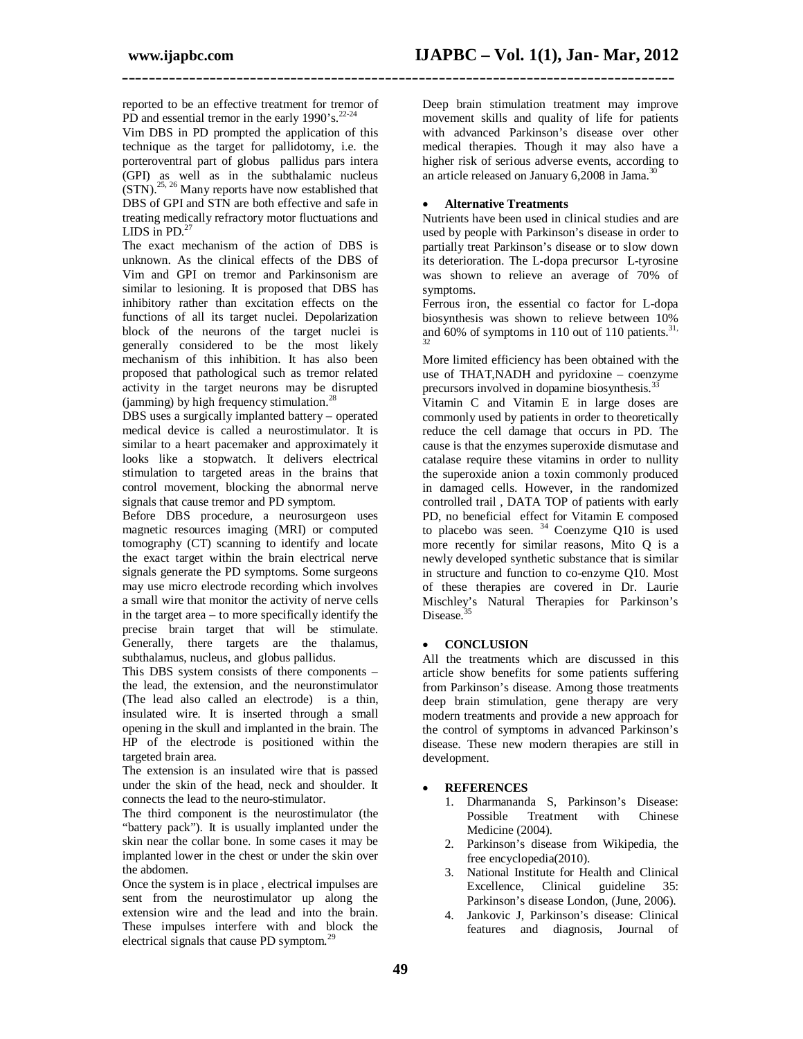reported to be an effective treatment for tremor of PD and essential tremor in the early 1990's.[22-24]

Vim DBS in PD prompted the application of this technique as the target for pallidotomy, i.e. the porteroventral part of globus pallidus pars intera (GPI) as well as in the subthalamic nucleus (STN).[25, 26] Many reports have now established that DBS of GPI and STN are both effective and safe in treating medically refractory motor fluctuations and LIDS in PD.[27]

The exact mechanism of the action of DBS is unknown. As the clinical effects of the DBS of Vim and GPI on tremor and Parkinsonism are similar to lesioning. It is proposed that DBS has inhibitory rather than excitation effects on the functions of all its target nuclei. Depolarization block of the neurons of the target nuclei is generally considered to be the most likely mechanism of this inhibition. It has also been proposed that pathological such as tremor related activity in the target neurons may be disrupted (jamming) by high frequency stimulation.[28]

DBS uses a surgically implanted battery – operated medical device is called a neurostimulator. It is similar to a heart pacemaker and approximately it looks like a stopwatch. It delivers electrical stimulation to targeted areas in the brains that control movement, blocking the abnormal nerve signals that cause tremor and PD symptom.

Before DBS procedure, a neurosurgeon uses magnetic resources imaging (MRI) or computed tomography (CT) scanning to identify and locate the exact target within the brain electrical nerve signals generate the PD symptoms. Some surgeons may use micro electrode recording which involves a small wire that monitor the activity of nerve cells in the target area – to more specifically identify the precise brain target that will be stimulate. Generally, there targets are the thalamus, subthalamus, nucleus, and globus pallidus.

This DBS system consists of there components – the lead, the extension, and the neuronstimulator (The lead also called an electrode) is a thin, insulated wire. It is inserted through a small opening in the skull and implanted in the brain. The HP of the electrode is positioned within the targeted brain area.

The extension is an insulated wire that is passed under the skin of the head, neck and shoulder. It connects the lead to the neuro-stimulator.

The third component is the neurostimulator (the "battery pack"). It is usually implanted under the skin near the collar bone. In some cases it may be implanted lower in the chest or under the skin over the abdomen.

Once the system is in place , electrical impulses are sent from the neurostimulator up along the extension wire and the lead and into the brain. These impulses interfere with and block the electrical signals that cause PD symptom.[29]

Deep brain stimulation treatment may improve movement skills and quality of life for patients with advanced Parkinson's disease over other medical therapies. Though it may also have a higher risk of serious adverse events, according to an article released on January 6,2008 in Jama.[30]

- **Alternative Treatments**

Nutrients have been used in clinical studies and are used by people with Parkinson's disease in order to partially treat Parkinson's disease or to slow down its deterioration. The L-dopa precursor L-tyrosine was shown to relieve an average of 70% of symptoms.

Ferrous iron, the essential co factor for L-dopa biosynthesis was shown to relieve between 10% and 60% of symptoms in 110 out of 110 patients.[31, 32]

More limited efficiency has been obtained with the use of THAT,NADH and pyridoxine – coenzyme precursors involved in dopamine biosynthesis.[33]

Vitamin C and Vitamin E in large doses are commonly used by patients in order to theoretically reduce the cell damage that occurs in PD. The cause is that the enzymes superoxide dismutase and catalase require these vitamins in order to nullity the superoxide anion a toxin commonly produced in damaged cells. However, in the randomized controlled trail , DATA TOP of patients with early PD, no beneficial effect for Vitamin E composed to placebo was seen. [34] Coenzyme Q10 is used more recently for similar reasons, Mito Q is a newly developed synthetic substance that is similar in structure and function to co-enzyme Q10. Most of these therapies are covered in Dr. Laurie Mischley's Natural Therapies for Parkinson's Disease.[35]

- **CONCLUSION**

All the treatments which are discussed in this article show benefits for some patients suffering from Parkinson's disease. Among those treatments deep brain stimulation, gene therapy are very modern treatments and provide a new approach for the control of symptoms in advanced Parkinson's disease. These new modern therapies are still in development.

- **REFERENCES**

1. Dharmananda S, Parkinson's Disease: Possible Treatment with Chinese Medicine (2004).
2. Parkinson's disease from Wikipedia, the free encyclopedia(2010).
3. National Institute for Health and Clinical Excellence, Clinical guideline 35: Parkinson's disease London, (June, 2006).
4. Jankovic J, Parkinson's disease: Clinical features and diagnosis, Journal of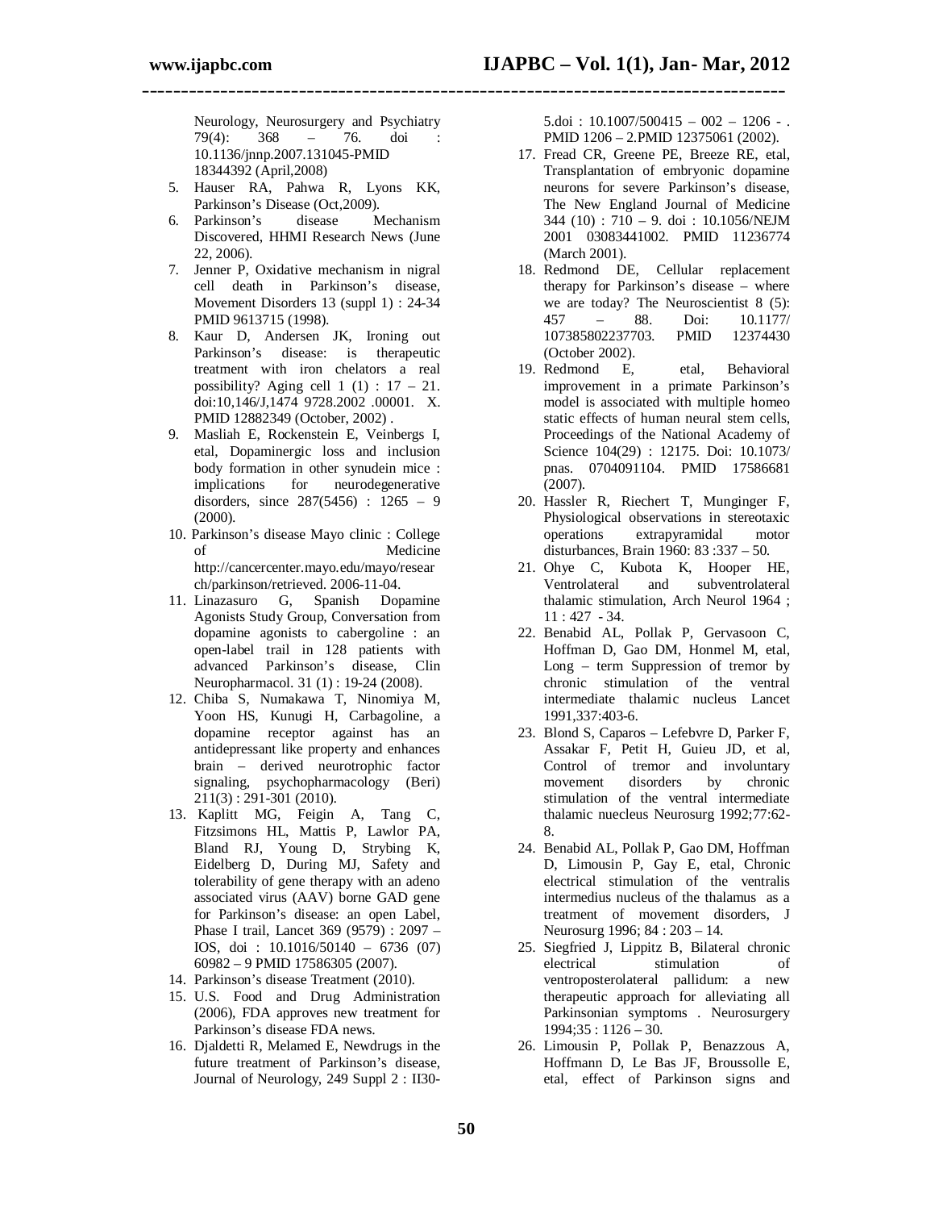Neurology, Neurosurgery and Psychiatry 79(4): 368 – 76. doi : 10.1136/jnnp.2007.131045-PMID 18344392 (April,2008)

5. Hauser RA, Pahwa R, Lyons KK, Parkinson's Disease (Oct,2009).
6. Parkinson's disease Mechanism Discovered, HHMI Research News (June 22, 2006).
7. Jenner P, Oxidative mechanism in nigral cell death in Parkinson's disease, Movement Disorders 13 (suppl 1) : 24-34 PMID 9613715 (1998).
8. Kaur D, Andersen JK, Ironing out Parkinson's disease: is therapeutic treatment with iron chelators a real possibility? Aging cell 1 (1) : 17 – 21. doi:10,146/J,1474 9728.2002 .00001. X. PMID 12882349 (October, 2002) .
9. Masliah E, Rockenstein E, Veinbergs I, etal, Dopaminergic loss and inclusion body formation in other synudein mice : implications for neurodegenerative disorders, since 287(5456) : 1265 – 9 (2000).
10. Parkinson's disease Mayo clinic : College of Medicine http://cancercenter.mayo.edu/mayo/research/parkinson/retrieved. 2006-11-04.
11. Linazasuro G, Spanish Dopamine Agonists Study Group, Conversation from dopamine agonists to cabergoline : an open-label trail in 128 patients with advanced Parkinson's disease, Clin Neuropharmacol. 31 (1) : 19-24 (2008).
12. Chiba S, Numakawa T, Ninomiya M, Yoon HS, Kunugi H, Carbagoline, a dopamine receptor against has an antidepressant like property and enhances brain – derived neurotrophic factor signaling, psychopharmacology (Beri) 211(3) : 291-301 (2010).
13. Kaplitt MG, Feigin A, Tang C, Fitzsimons HL, Mattis P, Lawlor PA, Bland RJ, Young D, Strybing K, Eidelberg D, During MJ, Safety and tolerability of gene therapy with an adeno associated virus (AAV) borne GAD gene for Parkinson's disease: an open Label, Phase I trail, Lancet 369 (9579) : 2097 – IOS, doi : 10.1016/50140 – 6736 (07) 60982 – 9 PMID 17586305 (2007).
14. Parkinson's disease Treatment (2010).
15. U.S. Food and Drug Administration (2006), FDA approves new treatment for Parkinson's disease FDA news.
16. Djaldetti R, Melamed E, Newdrugs in the future treatment of Parkinson's disease, Journal of Neurology, 249 Suppl 2 : II30-5.doi : 10.1007/500415 – 002 – 1206 - . PMID 1206 – 2.PMID 12375061 (2002).
17. Fread CR, Greene PE, Breeze RE, etal, Transplantation of embryonic dopamine neurons for severe Parkinson's disease, The New England Journal of Medicine 344 (10) : 710 – 9. doi : 10.1056/NEJM 2001 03083441002. PMID 11236774 (March 2001).
18. Redmond DE, Cellular replacement therapy for Parkinson's disease – where we are today? The Neuroscientist 8 (5): 457 – 88. Doi: 10.1177/ 107385802237703. PMID 12374430 (October 2002).
19. Redmond E, etal, Behavioral improvement in a primate Parkinson's model is associated with multiple homeo static effects of human neural stem cells, Proceedings of the National Academy of Science 104(29) : 12175. Doi: 10.1073/ pnas. 0704091104. PMID 17586681 (2007).
20. Hassler R, Riechert T, Munginger F, Physiological observations in stereotaxic operations extrapyramidal motor disturbances, Brain 1960: 83 :337 – 50.
21. Ohye C, Kubota K, Hooper HE, Ventrolateral and subventrolateral thalamic stimulation, Arch Neurol 1964 ; 11 : 427 - 34.
22. Benabid AL, Pollak P, Gervasoon C, Hoffman D, Gao DM, Honmel M, etal, Long – term Suppression of tremor by chronic stimulation of the ventral intermediate thalamic nucleus Lancet 1991,337:403-6.
23. Blond S, Caparos – Lefebvre D, Parker F, Assakar F, Petit H, Guieu JD, et al, Control of tremor and involuntary movement disorders by chronic stimulation of the ventral intermediate thalamic nuecleus Neurosurg 1992;77:62-8.
24. Benabid AL, Pollak P, Gao DM, Hoffman D, Limousin P, Gay E, etal, Chronic electrical stimulation of the ventralis intermedius nucleus of the thalamus as a treatment of movement disorders, J Neurosurg 1996; 84 : 203 – 14.
25. Siegfried J, Lippitz B, Bilateral chronic electrical stimulation of ventroposterolateral pallidum: a new therapeutic approach for alleviating all Parkinsonian symptoms . Neurosurgery 1994;35 : 1126 – 30.
26. Limousin P, Pollak P, Benazzous A, Hoffmann D, Le Bas JF, Broussolle E, etal, effect of Parkinson signs and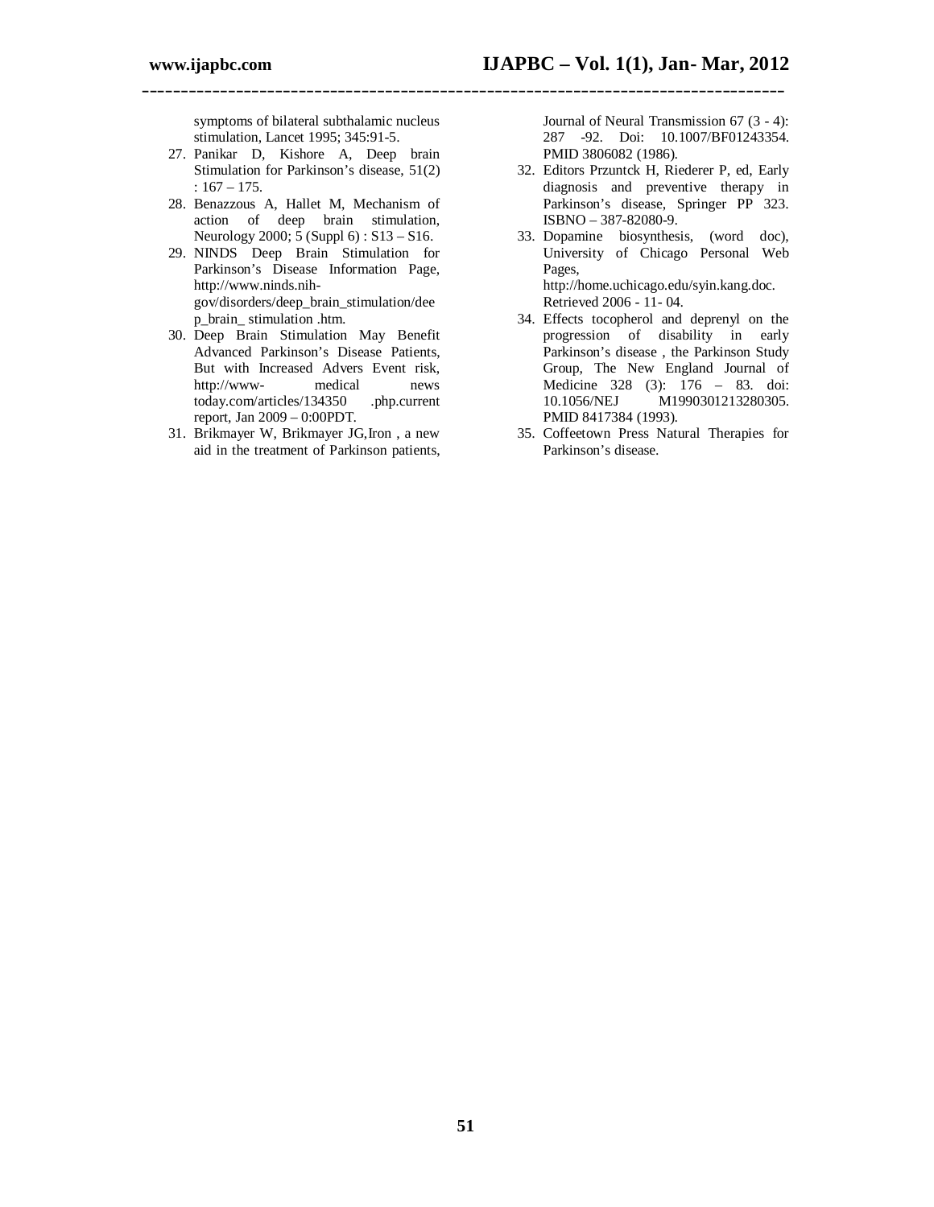symptoms of bilateral subthalamic nucleus stimulation, Lancet 1995; 345:91-5.

27. Panikar D, Kishore A, Deep brain Stimulation for Parkinson's disease, 51(2) : 167 – 175.
28. Benazzous A, Hallet M, Mechanism of action of deep brain stimulation, Neurology 2000; 5 (Suppl 6) : S13 – S16.
29. NINDS Deep Brain Stimulation for Parkinson's Disease Information Page, http://www.ninds.nih-gov/disorders/deep_brain_stimulation/deep_brain_ stimulation .htm.
30. Deep Brain Stimulation May Benefit Advanced Parkinson's Disease Patients, But with Increased Advers Event risk, http://www- medical news today.com/articles/134350 .php.current report, Jan 2009 – 0:00PDT.
31. Brikmayer W, Brikmayer JG,Iron , a new aid in the treatment of Parkinson patients, Journal of Neural Transmission 67 (3 - 4): 287 -92. Doi: 10.1007/BF01243354. PMID 3806082 (1986).
32. Editors Przuntck H, Riederer P, ed, Early diagnosis and preventive therapy in Parkinson's disease, Springer PP 323. ISBNO – 387-82080-9.
33. Dopamine biosynthesis, (word doc), University of Chicago Personal Web Pages, http://home.uchicago.edu/syin.kang.doc. Retrieved 2006 - 11- 04.
34. Effects tocopherol and deprenyl on the progression of disability in early Parkinson's disease , the Parkinson Study Group, The New England Journal of Medicine 328 (3): 176 – 83. doi: 10.1056/NEJ M1990301213280305. PMID 8417384 (1993).
35. Coffeetown Press Natural Therapies for Parkinson's disease.